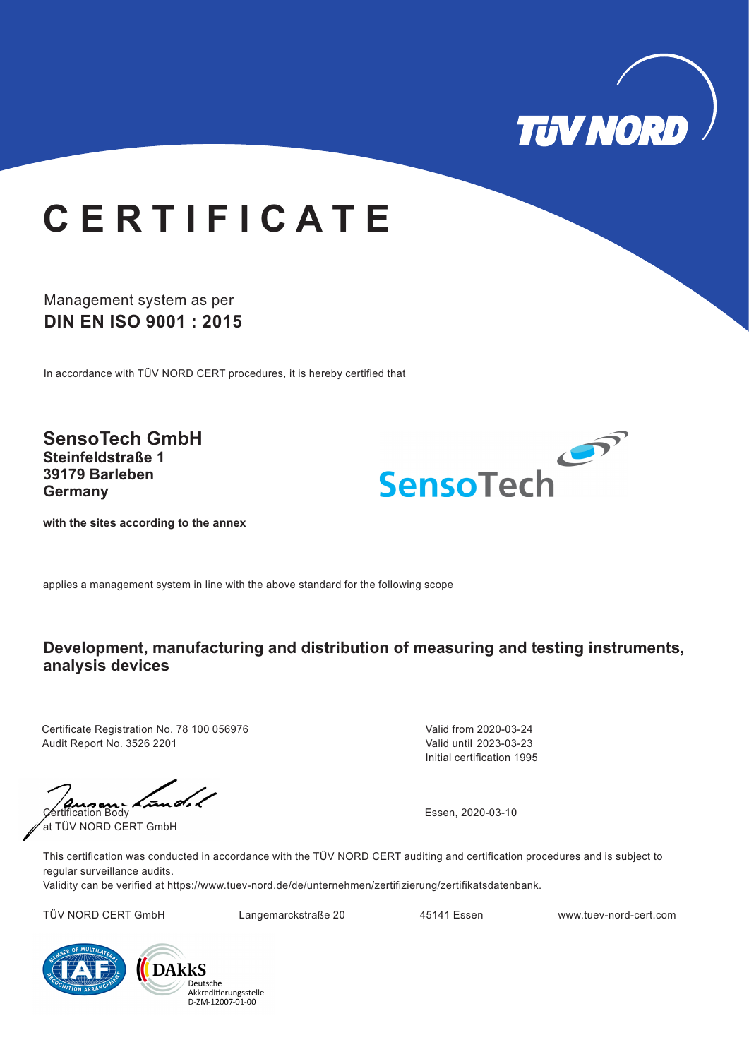# CERTIFICATE

Management system as per
**DIN EN ISO 9001 : 2015**

In accordance with TÜV NORD CERT procedures, it is hereby certified that

**SensoTech GmbH**
**Steinfeldstraße 1**
**39179 Barleben**
**Germany**

**with the sites according to the annex**

applies a management system in line with the above standard for the following scope

**Development, manufacturing and distribution of measuring and testing instruments, analysis devices**

Certificate Registration No. 78 100 056976
Audit Report No. 3526 2201

Valid from 2020-03-24
Valid until 2023-03-23
Initial certification 1995

Certification Body
at TÜV NORD CERT GmbH

Essen, 2020-03-10

This certification was conducted in accordance with the TÜV NORD CERT auditing and certification procedures and is subject to regular surveillance audits.
Validity can be verified at https://www.tuev-nord.de/de/unternehmen/zertifizierung/zertifikatsdatenbank.

TÜV NORD CERT GmbH Langemarckstraße 20 45141 Essen www.tuev-nord-cert.com

DAkkS Deutsche Akkreditierungsstelle D-ZM-12007-01-00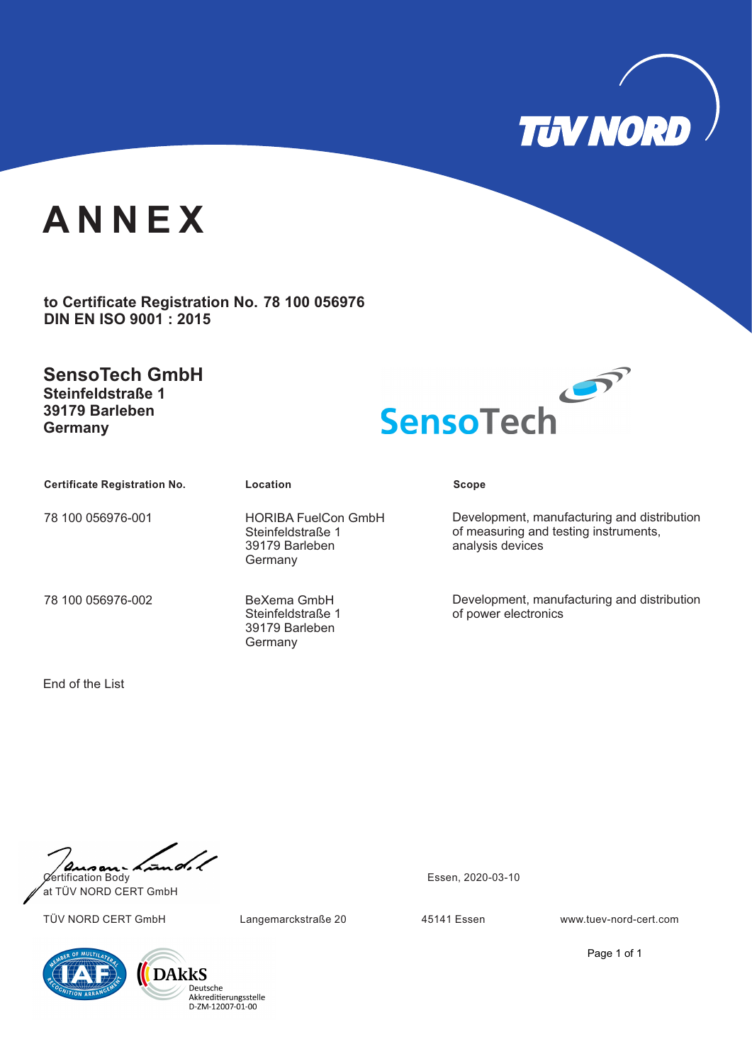# ANNEX

**to Certificate Registration No. 78 100 056976**
**DIN EN ISO 9001 : 2015**

## SensoTech GmbH

**Steinfeldstraße 1**
**39179 Barleben**
**Germany**

| Certificate Registration No. | Location | Scope |
| --- | --- | --- |
| 78 100 056976-001 | HORIBA FuelCon GmbH<br>Steinfeldstraße 1<br>39179 Barleben<br>Germany | Development, manufacturing and distribution of measuring and testing instruments, analysis devices |
| 78 100 056976-002 | BeXema GmbH<br>Steinfeldstraße 1<br>39179 Barleben<br>Germany | Development, manufacturing and distribution of power electronics |

End of the List

Certification Body
at TÜV NORD CERT GmbH

Essen, 2020-03-10

TÜV NORD CERT GmbH Langemarckstraße 20 45141 Essen www.tuev-nord-cert.com

DAkkS Deutsche Akkreditierungsstelle D-ZM-12007-01-00